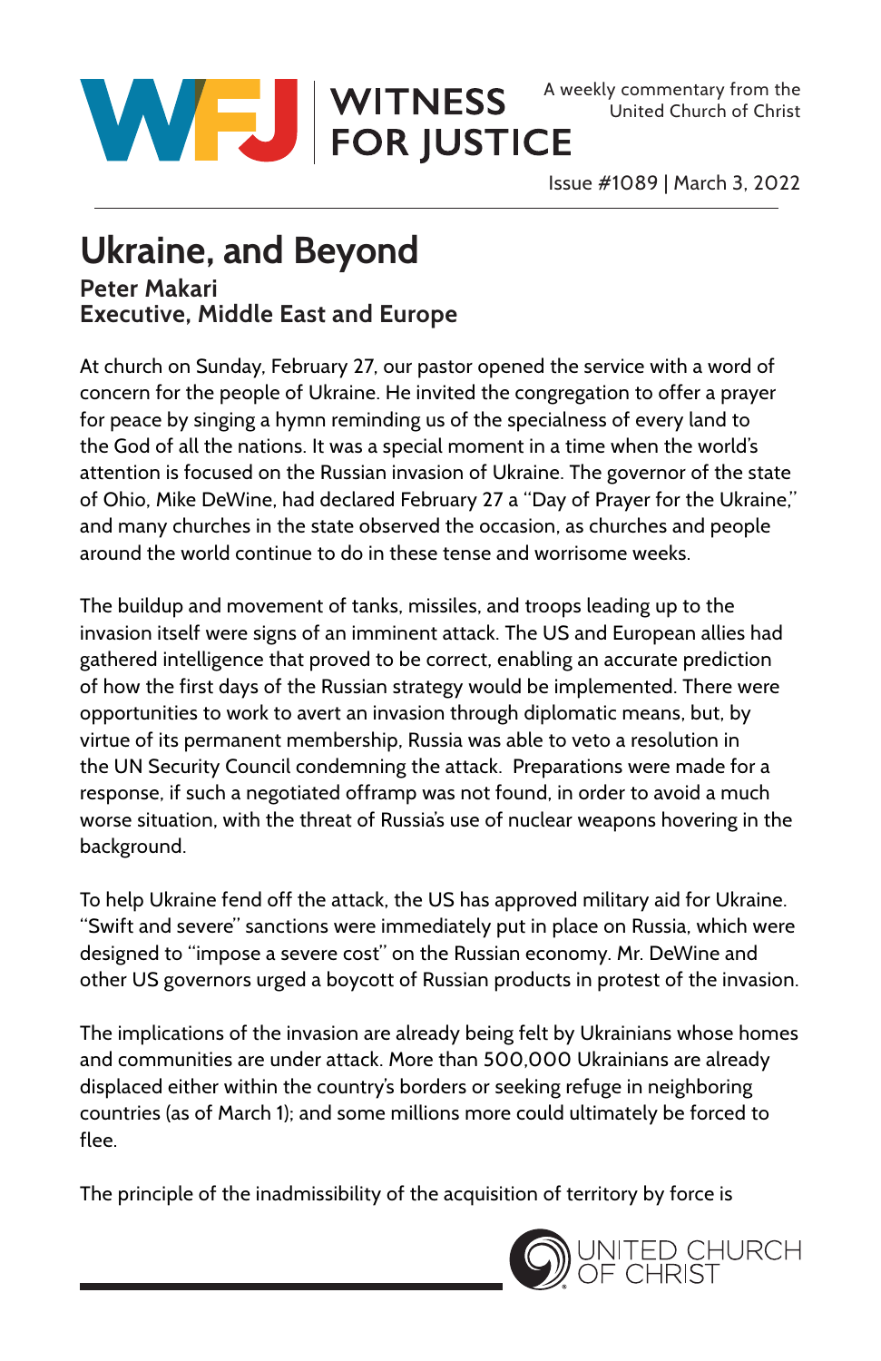# WITNESS FOR JUSTICE

A weekly commentary from the United Church of Christ

Issue #1089 | March 3, 2022

## Ukraine, and Beyond

**Peter Makari**
**Executive, Middle East and Europe**

At church on Sunday, February 27, our pastor opened the service with a word of concern for the people of Ukraine. He invited the congregation to offer a prayer for peace by singing a hymn reminding us of the specialness of every land to the God of all the nations. It was a special moment in a time when the world's attention is focused on the Russian invasion of Ukraine. The governor of the state of Ohio, Mike DeWine, had declared February 27 a "Day of Prayer for the Ukraine," and many churches in the state observed the occasion, as churches and people around the world continue to do in these tense and worrisome weeks.

The buildup and movement of tanks, missiles, and troops leading up to the invasion itself were signs of an imminent attack. The US and European allies had gathered intelligence that proved to be correct, enabling an accurate prediction of how the first days of the Russian strategy would be implemented. There were opportunities to work to avert an invasion through diplomatic means, but, by virtue of its permanent membership, Russia was able to veto a resolution in the UN Security Council condemning the attack. Preparations were made for a response, if such a negotiated offramp was not found, in order to avoid a much worse situation, with the threat of Russia's use of nuclear weapons hovering in the background.

To help Ukraine fend off the attack, the US has approved military aid for Ukraine. "Swift and severe" sanctions were immediately put in place on Russia, which were designed to "impose a severe cost" on the Russian economy. Mr. DeWine and other US governors urged a boycott of Russian products in protest of the invasion.

The implications of the invasion are already being felt by Ukrainians whose homes and communities are under attack. More than 500,000 Ukrainians are already displaced either within the country's borders or seeking refuge in neighboring countries (as of March 1); and some millions more could ultimately be forced to flee.

The principle of the inadmissibility of the acquisition of territory by force is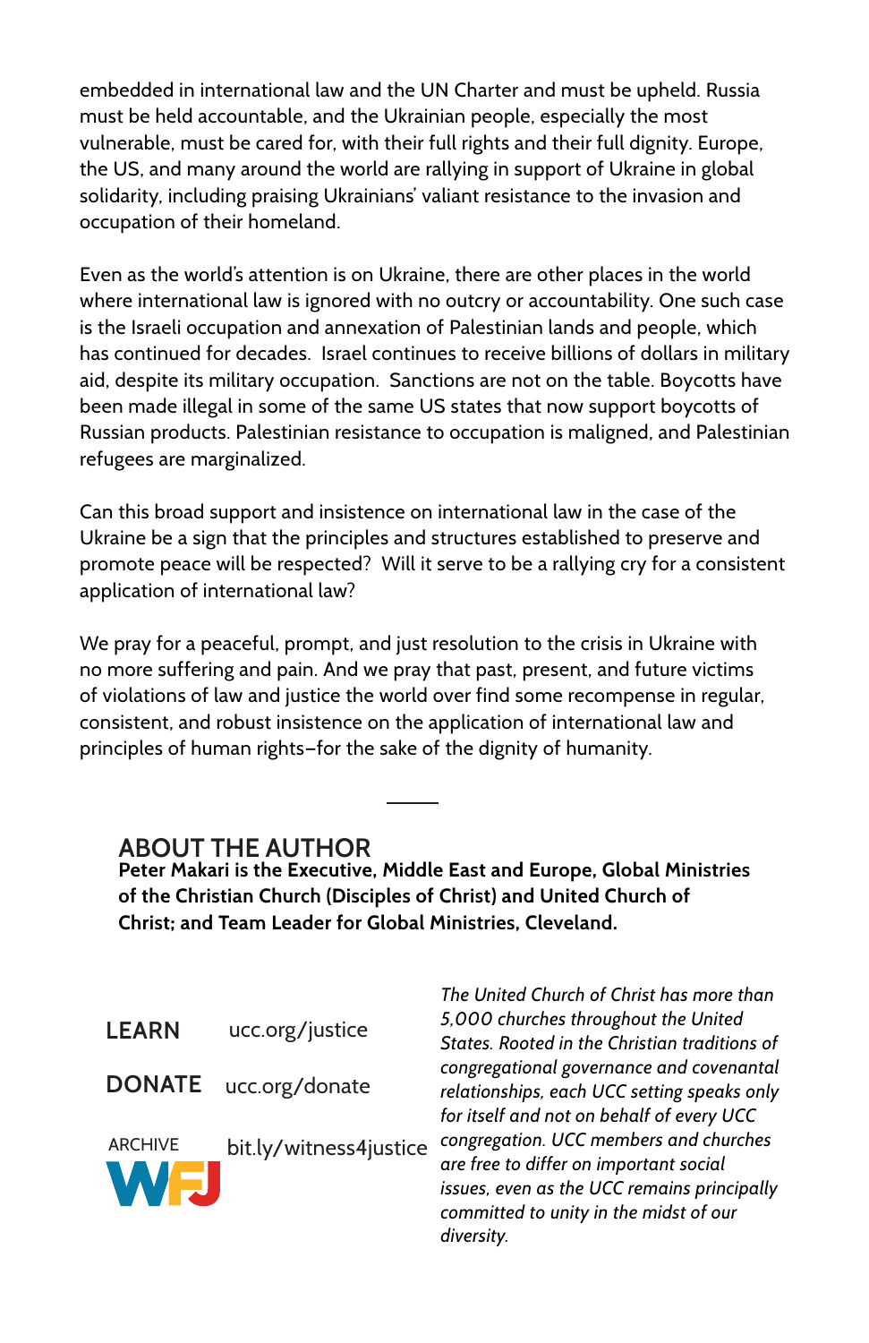embedded in international law and the UN Charter and must be upheld. Russia must be held accountable, and the Ukrainian people, especially the most vulnerable, must be cared for, with their full rights and their full dignity. Europe, the US, and many around the world are rallying in support of Ukraine in global solidarity, including praising Ukrainians' valiant resistance to the invasion and occupation of their homeland.

Even as the world's attention is on Ukraine, there are other places in the world where international law is ignored with no outcry or accountability. One such case is the Israeli occupation and annexation of Palestinian lands and people, which has continued for decades. Israel continues to receive billions of dollars in military aid, despite its military occupation. Sanctions are not on the table. Boycotts have been made illegal in some of the same US states that now support boycotts of Russian products. Palestinian resistance to occupation is maligned, and Palestinian refugees are marginalized.

Can this broad support and insistence on international law in the case of the Ukraine be a sign that the principles and structures established to preserve and promote peace will be respected? Will it serve to be a rallying cry for a consistent application of international law?

We pray for a peaceful, prompt, and just resolution to the crisis in Ukraine with no more suffering and pain. And we pray that past, present, and future victims of violations of law and justice the world over find some recompense in regular, consistent, and robust insistence on the application of international law and principles of human rights–for the sake of the dignity of humanity.

---

## ABOUT THE AUTHOR

**Peter Makari is the Executive, Middle East and Europe, Global Ministries of the Christian Church (Disciples of Christ) and United Church of Christ; and Team Leader for Global Ministries, Cleveland.**

**LEARN** ucc.org/justice

**DONATE** ucc.org/donate

ARCHIVE WFJ bit.ly/witness4justice

*The United Church of Christ has more than 5,000 churches throughout the United States. Rooted in the Christian traditions of congregational governance and covenantal relationships, each UCC setting speaks only for itself and not on behalf of every UCC congregation. UCC members and churches are free to differ on important social issues, even as the UCC remains principally committed to unity in the midst of our diversity.*